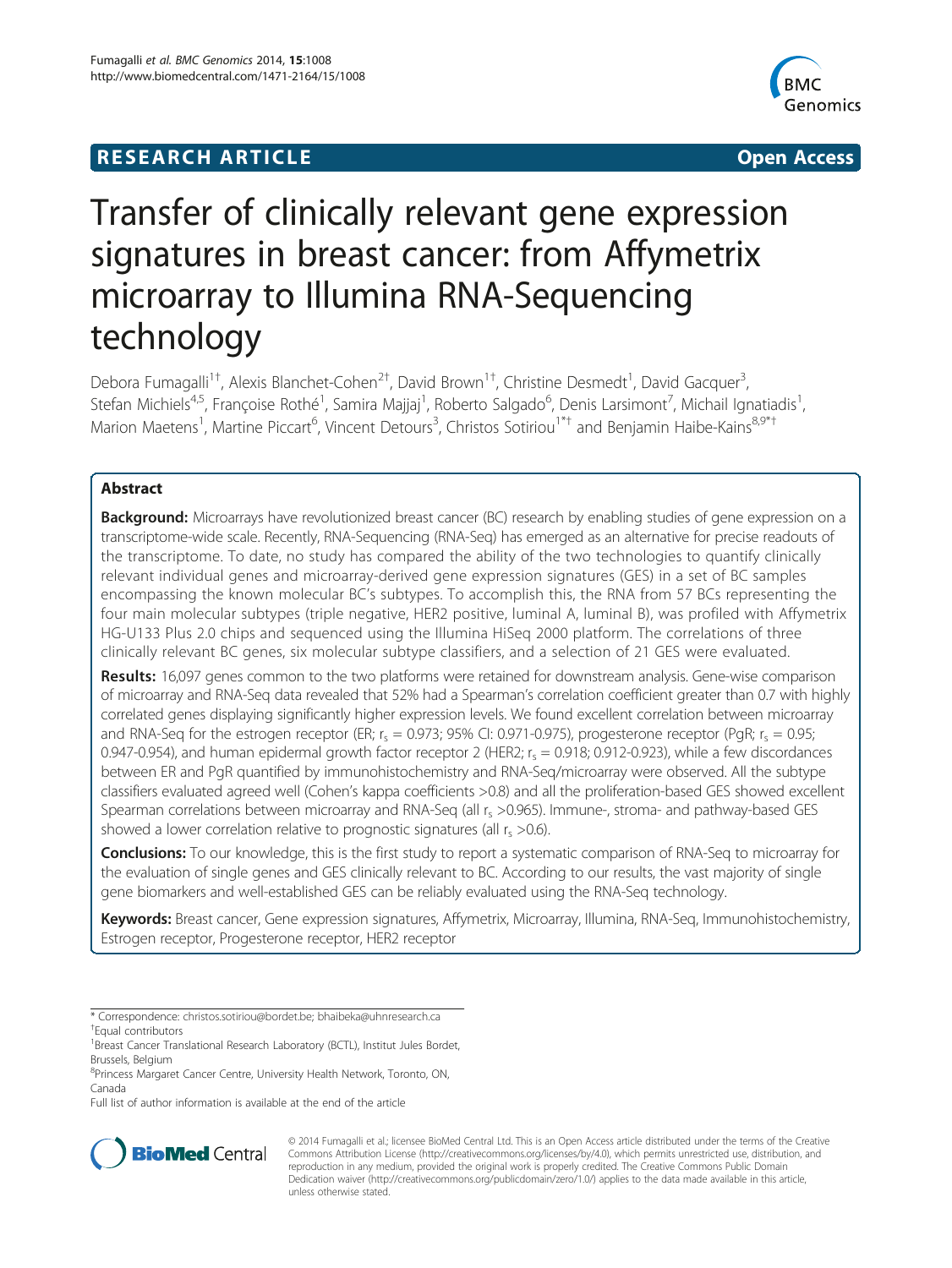**RESEARCH ARTICLE** **Open Access**

# Transfer of clinically relevant gene expression signatures in breast cancer: from Affymetrix microarray to Illumina RNA-Sequencing technology

Debora Fumagalli[1†], Alexis Blanchet-Cohen[2†], David Brown[1†], Christine Desmedt[1], David Gacquer[3], Stefan Michiels[4,5], Françoise Rothé[1], Samira Majjaj[1], Roberto Salgado[6], Denis Larsimont[7], Michail Ignatiadis[1], Marion Maetens[1], Martine Piccart[6], Vincent Detours[3], Christos Sotiriou[1*†] and Benjamin Haibe-Kains[8,9*†]

## Abstract

**Background:** Microarrays have revolutionized breast cancer (BC) research by enabling studies of gene expression on a transcriptome-wide scale. Recently, RNA-Sequencing (RNA-Seq) has emerged as an alternative for precise readouts of the transcriptome. To date, no study has compared the ability of the two technologies to quantify clinically relevant individual genes and microarray-derived gene expression signatures (GES) in a set of BC samples encompassing the known molecular BC's subtypes. To accomplish this, the RNA from 57 BCs representing the four main molecular subtypes (triple negative, HER2 positive, luminal A, luminal B), was profiled with Affymetrix HG-U133 Plus 2.0 chips and sequenced using the Illumina HiSeq 2000 platform. The correlations of three clinically relevant BC genes, six molecular subtype classifiers, and a selection of 21 GES were evaluated.

**Results:** 16,097 genes common to the two platforms were retained for downstream analysis. Gene-wise comparison of microarray and RNA-Seq data revealed that 52% had a Spearman's correlation coefficient greater than 0.7 with highly correlated genes displaying significantly higher expression levels. We found excellent correlation between microarray and RNA-Seq for the estrogen receptor (ER; $r_s$ = 0.973; 95% CI: 0.971-0.975), progesterone receptor (PgR; $r_s$ = 0.95; 0.947-0.954), and human epidermal growth factor receptor 2 (HER2; $r_s$ = 0.918; 0.912-0.923), while a few discordances between ER and PgR quantified by immunohistochemistry and RNA-Seq/microarray were observed. All the subtype classifiers evaluated agreed well (Cohen's kappa coefficients >0.8) and all the proliferation-based GES showed excellent Spearman correlations between microarray and RNA-Seq (all $r_s$ >0.965). Immune-, stroma- and pathway-based GES showed a lower correlation relative to prognostic signatures (all $r_s$ >0.6).

**Conclusions:** To our knowledge, this is the first study to report a systematic comparison of RNA-Seq to microarray for the evaluation of single genes and GES clinically relevant to BC. According to our results, the vast majority of single gene biomarkers and well-established GES can be reliably evaluated using the RNA-Seq technology.

**Keywords:** Breast cancer, Gene expression signatures, Affymetrix, Microarray, Illumina, RNA-Seq, Immunohistochemistry, Estrogen receptor, Progesterone receptor, HER2 receptor

---

* Correspondence: christos.sotiriou@bordet.be; bhaibeka@uhnresearch.ca
†Equal contributors
[1]Breast Cancer Translational Research Laboratory (BCTL), Institut Jules Bordet, Brussels, Belgium
[8]Princess Margaret Cancer Centre, University Health Network, Toronto, ON, Canada
Full list of author information is available at the end of the article

© 2014 Fumagalli et al.; licensee BioMed Central Ltd. This is an Open Access article distributed under the terms of the Creative Commons Attribution License (http://creativecommons.org/licenses/by/4.0), which permits unrestricted use, distribution, and reproduction in any medium, provided the original work is properly credited. The Creative Commons Public Domain Dedication waiver (http://creativecommons.org/publicdomain/zero/1.0/) applies to the data made available in this article, unless otherwise stated.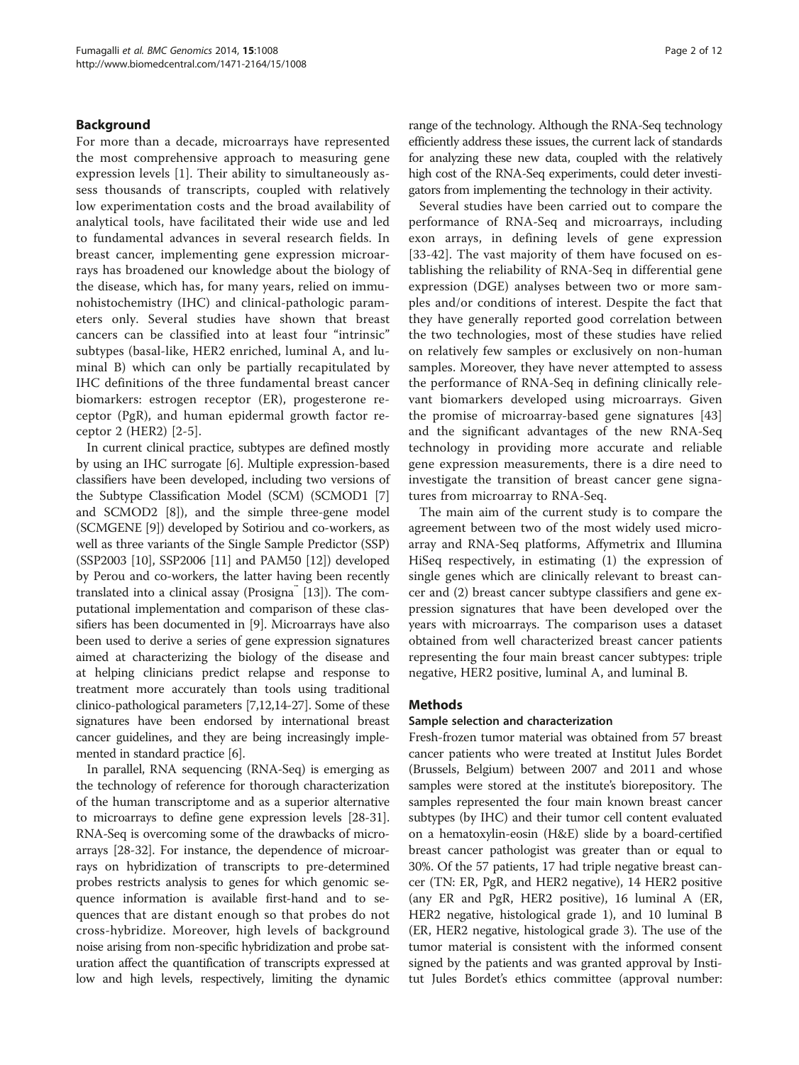## Background

For more than a decade, microarrays have represented the most comprehensive approach to measuring gene expression levels [1]. Their ability to simultaneously assess thousands of transcripts, coupled with relatively low experimentation costs and the broad availability of analytical tools, have facilitated their wide use and led to fundamental advances in several research fields. In breast cancer, implementing gene expression microarrays has broadened our knowledge about the biology of the disease, which has, for many years, relied on immunohistochemistry (IHC) and clinical-pathologic parameters only. Several studies have shown that breast cancers can be classified into at least four "intrinsic" subtypes (basal-like, HER2 enriched, luminal A, and luminal B) which can only be partially recapitulated by IHC definitions of the three fundamental breast cancer biomarkers: estrogen receptor (ER), progesterone receptor (PgR), and human epidermal growth factor receptor 2 (HER2) [2-5].

In current clinical practice, subtypes are defined mostly by using an IHC surrogate [6]. Multiple expression-based classifiers have been developed, including two versions of the Subtype Classification Model (SCM) (SCMOD1 [7] and SCMOD2 [8]), and the simple three-gene model (SCMGENE [9]) developed by Sotiriou and co-workers, as well as three variants of the Single Sample Predictor (SSP) (SSP2003 [10], SSP2006 [11] and PAM50 [12]) developed by Perou and co-workers, the latter having been recently translated into a clinical assay (Prosigna™ [13]). The computational implementation and comparison of these classifiers has been documented in [9]. Microarrays have also been used to derive a series of gene expression signatures aimed at characterizing the biology of the disease and at helping clinicians predict relapse and response to treatment more accurately than tools using traditional clinico-pathological parameters [7,12,14-27]. Some of these signatures have been endorsed by international breast cancer guidelines, and they are being increasingly implemented in standard practice [6].

In parallel, RNA sequencing (RNA-Seq) is emerging as the technology of reference for thorough characterization of the human transcriptome and as a superior alternative to microarrays to define gene expression levels [28-31]. RNA-Seq is overcoming some of the drawbacks of microarrays [28-32]. For instance, the dependence of microarrays on hybridization of transcripts to pre-determined probes restricts analysis to genes for which genomic sequence information is available first-hand and to sequences that are distant enough so that probes do not cross-hybridize. Moreover, high levels of background noise arising from non-specific hybridization and probe saturation affect the quantification of transcripts expressed at low and high levels, respectively, limiting the dynamic range of the technology. Although the RNA-Seq technology efficiently address these issues, the current lack of standards for analyzing these new data, coupled with the relatively high cost of the RNA-Seq experiments, could deter investigators from implementing the technology in their activity.

Several studies have been carried out to compare the performance of RNA-Seq and microarrays, including exon arrays, in defining levels of gene expression [33-42]. The vast majority of them have focused on establishing the reliability of RNA-Seq in differential gene expression (DGE) analyses between two or more samples and/or conditions of interest. Despite the fact that they have generally reported good correlation between the two technologies, most of these studies have relied on relatively few samples or exclusively on non-human samples. Moreover, they have never attempted to assess the performance of RNA-Seq in defining clinically relevant biomarkers developed using microarrays. Given the promise of microarray-based gene signatures [43] and the significant advantages of the new RNA-Seq technology in providing more accurate and reliable gene expression measurements, there is a dire need to investigate the transition of breast cancer gene signatures from microarray to RNA-Seq.

The main aim of the current study is to compare the agreement between two of the most widely used microarray and RNA-Seq platforms, Affymetrix and Illumina HiSeq respectively, in estimating (1) the expression of single genes which are clinically relevant to breast cancer and (2) breast cancer subtype classifiers and gene expression signatures that have been developed over the years with microarrays. The comparison uses a dataset obtained from well characterized breast cancer patients representing the four main breast cancer subtypes: triple negative, HER2 positive, luminal A, and luminal B.

## Methods

### Sample selection and characterization

Fresh-frozen tumor material was obtained from 57 breast cancer patients who were treated at Institut Jules Bordet (Brussels, Belgium) between 2007 and 2011 and whose samples were stored at the institute's biorepository. The samples represented the four main known breast cancer subtypes (by IHC) and their tumor cell content evaluated on a hematoxylin-eosin (H&E) slide by a board-certified breast cancer pathologist was greater than or equal to 30%. Of the 57 patients, 17 had triple negative breast cancer (TN: ER, PgR, and HER2 negative), 14 HER2 positive (any ER and PgR, HER2 positive), 16 luminal A (ER, HER2 negative, histological grade 1), and 10 luminal B (ER, HER2 negative, histological grade 3). The use of the tumor material is consistent with the informed consent signed by the patients and was granted approval by Institut Jules Bordet's ethics committee (approval number: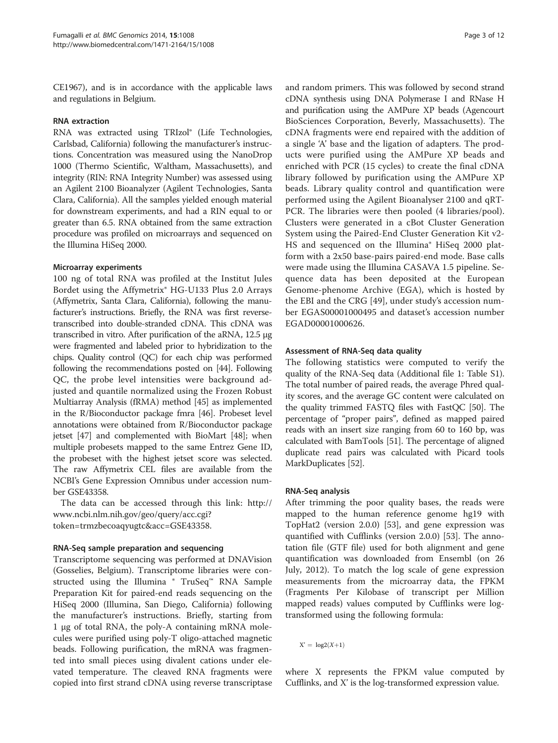CE1967), and is in accordance with the applicable laws and regulations in Belgium.

### RNA extraction

RNA was extracted using TRIzol® (Life Technologies, Carlsbad, California) following the manufacturer's instructions. Concentration was measured using the NanoDrop 1000 (Thermo Scientific, Waltham, Massachusetts), and integrity (RIN: RNA Integrity Number) was assessed using an Agilent 2100 Bioanalyzer (Agilent Technologies, Santa Clara, California). All the samples yielded enough material for downstream experiments, and had a RIN equal to or greater than 6.5. RNA obtained from the same extraction procedure was profiled on microarrays and sequenced on the Illumina HiSeq 2000.

### Microarray experiments

100 ng of total RNA was profiled at the Institut Jules Bordet using the Affymetrix® HG-U133 Plus 2.0 Arrays (Affymetrix, Santa Clara, California), following the manufacturer's instructions. Briefly, the RNA was first reverse-transcribed into double-stranded cDNA. This cDNA was transcribed in vitro. After purification of the aRNA, 12.5 μg were fragmented and labeled prior to hybridization to the chips. Quality control (QC) for each chip was performed following the recommendations posted on [44]. Following QC, the probe level intensities were background adjusted and quantile normalized using the Frozen Robust Multiarray Analysis (fRMA) method [45] as implemented in the R/Bioconductor package fmra [46]. Probeset level annotations were obtained from R/Bioconductor package jetset [47] and complemented with BioMart [48]; when multiple probesets mapped to the same Entrez Gene ID, the probeset with the highest jetset score was selected. The raw Affymetrix CEL files are available from the NCBI's Gene Expression Omnibus under accession number GSE43358.

The data can be accessed through this link: http://www.ncbi.nlm.nih.gov/geo/query/acc.cgi?token=trmzbecoaqyugtc&acc=GSE43358.

### RNA-Seq sample preparation and sequencing

Transcriptome sequencing was performed at DNAVision (Gosselies, Belgium). Transcriptome libraries were constructed using the Illumina ® TruSeq™ RNA Sample Preparation Kit for paired-end reads sequencing on the HiSeq 2000 (Illumina, San Diego, California) following the manufacturer's instructions. Briefly, starting from 1 μg of total RNA, the poly-A containing mRNA molecules were purified using poly-T oligo-attached magnetic beads. Following purification, the mRNA was fragmented into small pieces using divalent cations under elevated temperature. The cleaved RNA fragments were copied into first strand cDNA using reverse transcriptase and random primers. This was followed by second strand cDNA synthesis using DNA Polymerase I and RNase H and purification using the AMPure XP beads (Agencourt BioSciences Corporation, Beverly, Massachusetts). The cDNA fragments were end repaired with the addition of a single 'A' base and the ligation of adapters. The products were purified using the AMPure XP beads and enriched with PCR (15 cycles) to create the final cDNA library followed by purification using the AMPure XP beads. Library quality control and quantification were performed using the Agilent Bioanalyser 2100 and qRT-PCR. The libraries were then pooled (4 libraries/pool). Clusters were generated in a cBot Cluster Generation System using the Paired-End Cluster Generation Kit v2-HS and sequenced on the Illumina® HiSeq 2000 platform with a 2x50 base-pairs paired-end mode. Base calls were made using the Illumina CASAVA 1.5 pipeline. Sequence data has been deposited at the European Genome-phenome Archive (EGA), which is hosted by the EBI and the CRG [49], under study's accession number EGAS00001000495 and dataset's accession number EGAD00001000626.

### Assessment of RNA-Seq data quality

The following statistics were computed to verify the quality of the RNA-Seq data (Additional file 1: Table S1). The total number of paired reads, the average Phred quality scores, and the average GC content were calculated on the quality trimmed FASTQ files with FastQC [50]. The percentage of "proper pairs", defined as mapped paired reads with an insert size ranging from 60 to 160 bp, was calculated with BamTools [51]. The percentage of aligned duplicate read pairs was calculated with Picard tools MarkDuplicates [52].

### RNA-Seq analysis

After trimming the poor quality bases, the reads were mapped to the human reference genome hg19 with TopHat2 (version 2.0.0) [53], and gene expression was quantified with Cufflinks (version 2.0.0) [53]. The annotation file (GTF file) used for both alignment and gene quantification was downloaded from Ensembl (on 26 July, 2012). To match the log scale of gene expression measurements from the microarray data, the FPKM (Fragments Per Kilobase of transcript per Million mapped reads) values computed by Cufflinks were log-transformed using the following formula:

$$X' = \log 2(X+1)$$

where X represents the FPKM value computed by Cufflinks, and X' is the log-transformed expression value.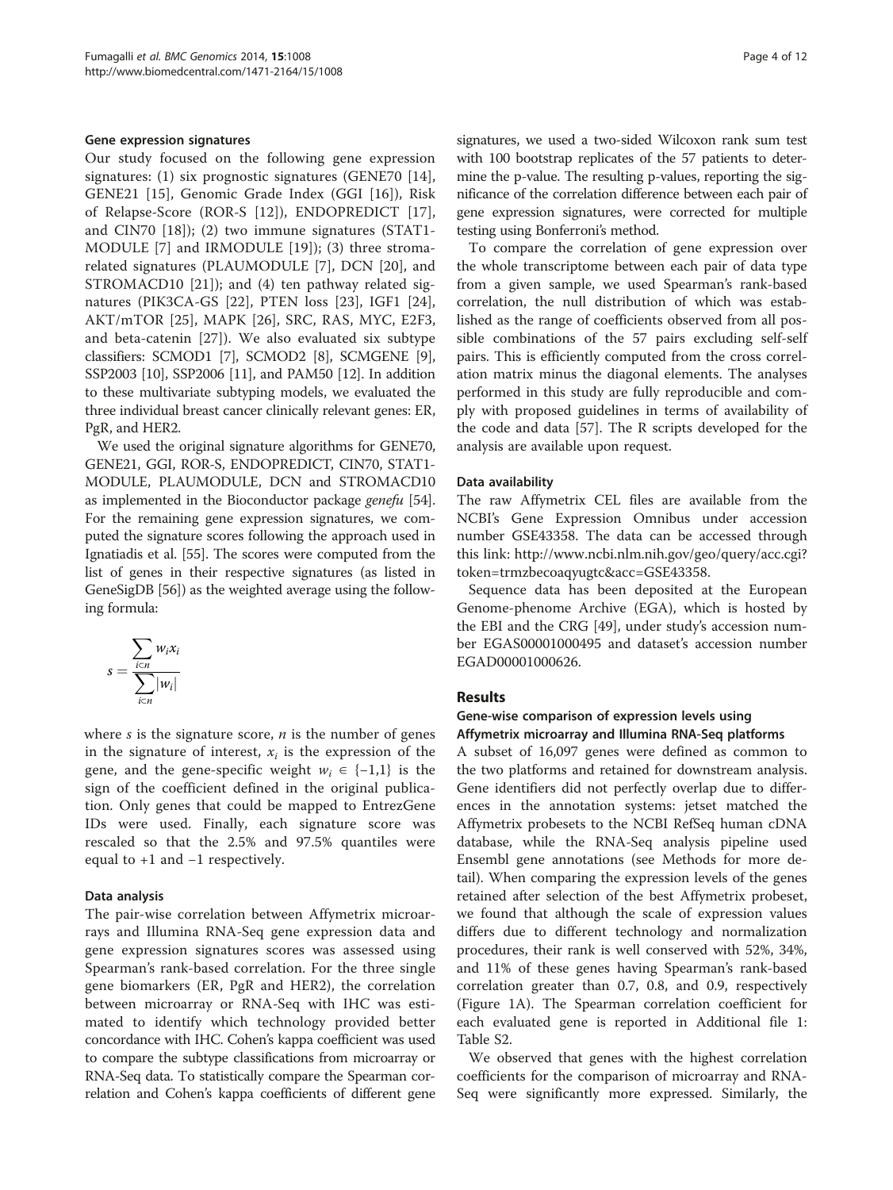### Gene expression signatures

Our study focused on the following gene expression signatures: (1) six prognostic signatures (GENE70 [14], GENE21 [15], Genomic Grade Index (GGI [16]), Risk of Relapse-Score (ROR-S [12]), ENDOPREDICT [17], and CIN70 [18]); (2) two immune signatures (STAT1-MODULE [7] and IRMODULE [19]); (3) three stroma-related signatures (PLAUMODULE [7], DCN [20], and STROMACD10 [21]); and (4) ten pathway related signatures (PIK3CA-GS [22], PTEN loss [23], IGF1 [24], AKT/mTOR [25], MAPK [26], SRC, RAS, MYC, E2F3, and beta-catenin [27]). We also evaluated six subtype classifiers: SCMOD1 [7], SCMOD2 [8], SCMGENE [9], SSP2003 [10], SSP2006 [11], and PAM50 [12]. In addition to these multivariate subtyping models, we evaluated the three individual breast cancer clinically relevant genes: ER, PgR, and HER2.

We used the original signature algorithms for GENE70, GENE21, GGI, ROR-S, ENDOPREDICT, CIN70, STAT1-MODULE, PLAUMODULE, DCN and STROMACD10 as implemented in the Bioconductor package *genefu* [54]. For the remaining gene expression signatures, we computed the signature scores following the approach used in Ignatiadis et al. [55]. The scores were computed from the list of genes in their respective signatures (as listed in GeneSigDB [56]) as the weighted average using the following formula:

$$s = \frac{\sum_{i \subset n} w_i x_i}{\sum_{i \subset n} |w_i|}$$

where $s$ is the signature score, $n$ is the number of genes in the signature of interest, $x_i$ is the expression of the gene, and the gene-specific weight $w_i \in \{-1,1\}$ is the sign of the coefficient defined in the original publication. Only genes that could be mapped to EntrezGene IDs were used. Finally, each signature score was rescaled so that the 2.5% and 97.5% quantiles were equal to +1 and −1 respectively.

### Data analysis

The pair-wise correlation between Affymetrix microarrays and Illumina RNA-Seq gene expression data and gene expression signatures scores was assessed using Spearman's rank-based correlation. For the three single gene biomarkers (ER, PgR and HER2), the correlation between microarray or RNA-Seq with IHC was estimated to identify which technology provided better concordance with IHC. Cohen's kappa coefficient was used to compare the subtype classifications from microarray or RNA-Seq data. To statistically compare the Spearman correlation and Cohen's kappa coefficients of different gene signatures, we used a two-sided Wilcoxon rank sum test with 100 bootstrap replicates of the 57 patients to determine the p-value. The resulting p-values, reporting the significance of the correlation difference between each pair of gene expression signatures, were corrected for multiple testing using Bonferroni's method.

To compare the correlation of gene expression over the whole transcriptome between each pair of data type from a given sample, we used Spearman's rank-based correlation, the null distribution of which was established as the range of coefficients observed from all possible combinations of the 57 pairs excluding self-self pairs. This is efficiently computed from the cross correlation matrix minus the diagonal elements. The analyses performed in this study are fully reproducible and comply with proposed guidelines in terms of availability of the code and data [57]. The R scripts developed for the analysis are available upon request.

### Data availability

The raw Affymetrix CEL files are available from the NCBI's Gene Expression Omnibus under accession number GSE43358. The data can be accessed through this link: http://www.ncbi.nlm.nih.gov/geo/query/acc.cgi?token=trmzbecoaqyugtc&acc=GSE43358.

Sequence data has been deposited at the European Genome-phenome Archive (EGA), which is hosted by the EBI and the CRG [49], under study's accession number EGAS00001000495 and dataset's accession number EGAD00001000626.

## Results

### Gene-wise comparison of expression levels using Affymetrix microarray and Illumina RNA-Seq platforms

A subset of 16,097 genes were defined as common to the two platforms and retained for downstream analysis. Gene identifiers did not perfectly overlap due to differences in the annotation systems: jetset matched the Affymetrix probesets to the NCBI RefSeq human cDNA database, while the RNA-Seq analysis pipeline used Ensembl gene annotations (see Methods for more detail). When comparing the expression levels of the genes retained after selection of the best Affymetrix probeset, we found that although the scale of expression values differs due to different technology and normalization procedures, their rank is well conserved with 52%, 34%, and 11% of these genes having Spearman's rank-based correlation greater than 0.7, 0.8, and 0.9, respectively (Figure 1A). The Spearman correlation coefficient for each evaluated gene is reported in Additional file 1: Table S2.

We observed that genes with the highest correlation coefficients for the comparison of microarray and RNA-Seq were significantly more expressed. Similarly, the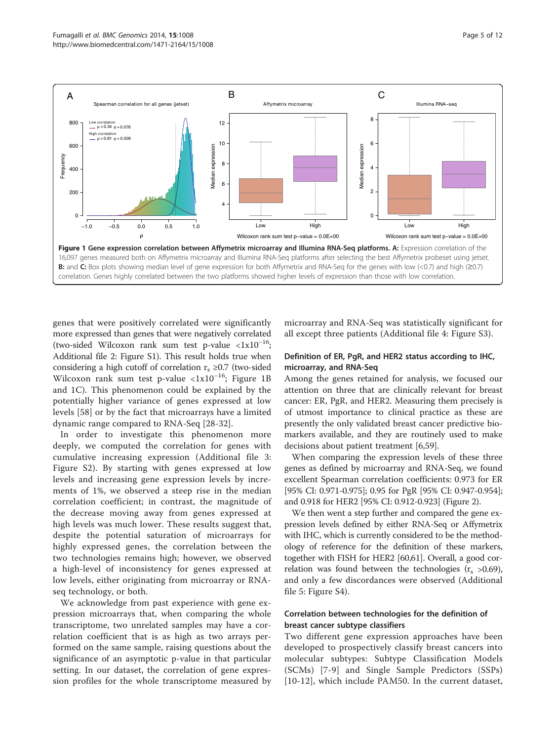**Figure 1 Gene expression correlation between Affymetrix microarray and Illumina RNA-Seq platforms. A:** Expression correlation of the 16,097 genes measured both on Affymetrix microarray and Illumina RNA-Seq platforms after selecting the best Affymetrix probeset using jetset. **B:** and **C:** Box plots showing median level of gene expression for both Affymetrix and RNA-Seq for the genes with low (<0.7) and high (≥0.7) correlation. Genes highly correlated between the two platforms showed higher levels of expression than those with low correlation.

genes that were positively correlated were significantly more expressed than genes that were negatively correlated (two-sided Wilcoxon rank sum test p-value $<1x10^{-16}$; Additional file 2: Figure S1). This result holds true when considering a high cutoff of correlation $r_s \geq 0.7$ (two-sided Wilcoxon rank sum test p-value $<1x10^{-16}$; Figure 1B and 1C). This phenomenon could be explained by the potentially higher variance of genes expressed at low levels [58] or by the fact that microarrays have a limited dynamic range compared to RNA-Seq [28-32].

In order to investigate this phenomenon more deeply, we computed the correlation for genes with cumulative increasing expression (Additional file 3: Figure S2). By starting with genes expressed at low levels and increasing gene expression levels by increments of 1%, we observed a steep rise in the median correlation coefficient; in contrast, the magnitude of the decrease moving away from genes expressed at high levels was much lower. These results suggest that, despite the potential saturation of microarrays for highly expressed genes, the correlation between the two technologies remains high; however, we observed a high-level of inconsistency for genes expressed at low levels, either originating from microarray or RNA-seq technology, or both.

We acknowledge from past experience with gene expression microarrays that, when comparing the whole transcriptome, two unrelated samples may have a correlation coefficient that is as high as two arrays performed on the same sample, raising questions about the significance of an asymptotic p-value in that particular setting. In our dataset, the correlation of gene expression profiles for the whole transcriptome measured by microarray and RNA-Seq was statistically significant for all except three patients (Additional file 4: Figure S3).

### Definition of ER, PgR, and HER2 status according to IHC, microarray, and RNA-Seq

Among the genes retained for analysis, we focused our attention on three that are clinically relevant for breast cancer: ER, PgR, and HER2. Measuring them precisely is of utmost importance to clinical practice as these are presently the only validated breast cancer predictive biomarkers available, and they are routinely used to make decisions about patient treatment [6,59].

When comparing the expression levels of these three genes as defined by microarray and RNA-Seq, we found excellent Spearman correlation coefficients: 0.973 for ER [95% CI: 0.971-0.975]; 0.95 for PgR [95% CI: 0.947-0.954]; and 0.918 for HER2 [95% CI: 0.912-0.923] (Figure 2).

We then went a step further and compared the gene expression levels defined by either RNA-Seq or Affymetrix with IHC, which is currently considered to be the methodology of reference for the definition of these markers, together with FISH for HER2 [60,61]. Overall, a good correlation was found between the technologies ($r_s$ >0.69), and only a few discordances were observed (Additional file 5: Figure S4).

### Correlation between technologies for the definition of breast cancer subtype classifiers

Two different gene expression approaches have been developed to prospectively classify breast cancers into molecular subtypes: Subtype Classification Models (SCMs) [7-9] and Single Sample Predictors (SSPs) [10-12], which include PAM50. In the current dataset,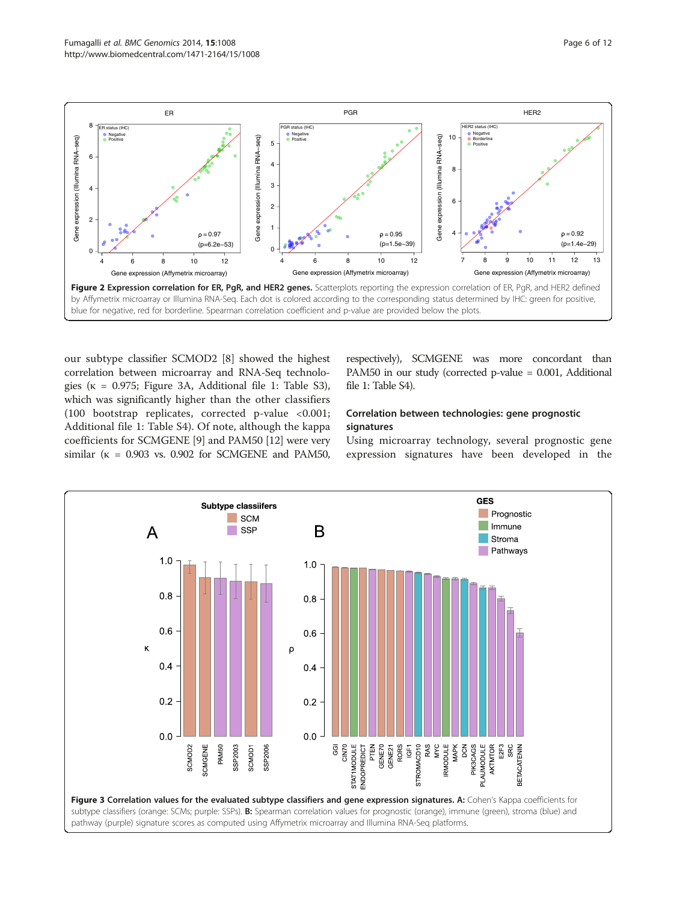**Figure 2 Expression correlation for ER, PgR, and HER2 genes.** Scatterplots reporting the expression correlation of ER, PgR, and HER2 defined by Affymetrix microarray or Illumina RNA-Seq. Each dot is colored according to the corresponding status determined by IHC: green for positive, blue for negative, red for borderline. Spearman correlation coefficient and p-value are provided below the plots.

our subtype classifier SCMOD2 [8] showed the highest correlation between microarray and RNA-Seq technologies (κ = 0.975; Figure 3A, Additional file 1: Table S3), which was significantly higher than the other classifiers (100 bootstrap replicates, corrected p-value <0.001; Additional file 1: Table S4). Of note, although the kappa coefficients for SCMGENE [9] and PAM50 [12] were very similar (κ = 0.903 vs. 0.902 for SCMGENE and PAM50, respectively), SCMGENE was more concordant than PAM50 in our study (corrected p-value = 0.001, Additional file 1: Table S4).

### Correlation between technologies: gene prognostic signatures

Using microarray technology, several prognostic gene expression signatures have been developed in the

**Figure 3 Correlation values for the evaluated subtype classifiers and gene expression signatures. A:** Cohen's Kappa coefficients for subtype classifiers (orange: SCMs; purple: SSPs). **B:** Spearman correlation values for prognostic (orange), immune (green), stroma (blue) and pathway (purple) signature scores as computed using Affymetrix microarray and Illumina RNA-Seq platforms.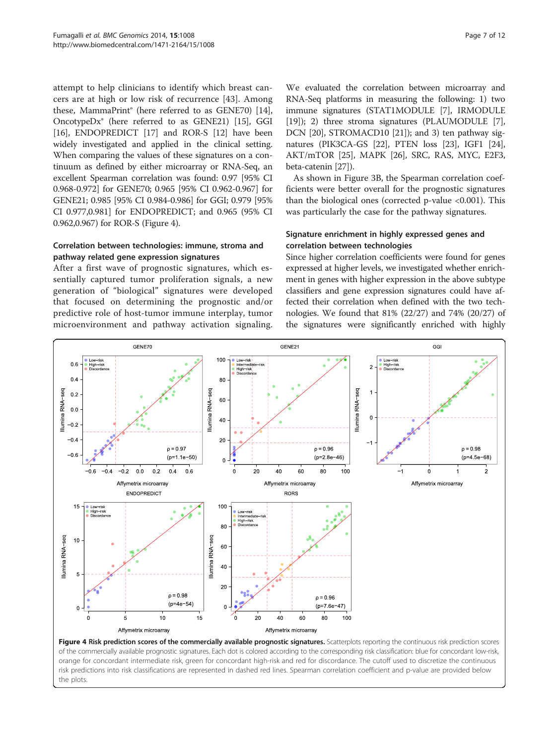attempt to help clinicians to identify which breast cancers are at high or low risk of recurrence [43]. Among these, MammaPrint® (here referred to as GENE70) [14], OncotypeDx® (here referred to as GENE21) [15], GGI [16], ENDOPREDICT [17] and ROR-S [12] have been widely investigated and applied in the clinical setting. When comparing the values of these signatures on a continuum as defined by either microarray or RNA-Seq, an excellent Spearman correlation was found: 0.97 [95% CI 0.968-0.972] for GENE70; 0.965 [95% CI 0.962-0.967] for GENE21; 0.985 [95% CI 0.984-0.986] for GGI; 0.979 [95% CI 0.977,0.981] for ENDOPREDICT; and 0.965 (95% CI 0.962,0.967) for ROR-S (Figure 4).

### Correlation between technologies: immune, stroma and pathway related gene expression signatures

After a first wave of prognostic signatures, which essentially captured tumor proliferation signals, a new generation of "biological" signatures were developed that focused on determining the prognostic and/or predictive role of host-tumor immune interplay, tumor microenvironment and pathway activation signaling. We evaluated the correlation between microarray and RNA-Seq platforms in measuring the following: 1) two immune signatures (STAT1MODULE [7], IRMODULE [19]); 2) three stroma signatures (PLAUMODULE [7], DCN [20], STROMACD10 [21]); and 3) ten pathway signatures (PIK3CA-GS [22], PTEN loss [23], IGF1 [24], AKT/mTOR [25], MAPK [26], SRC, RAS, MYC, E2F3, beta-catenin [27]).

As shown in Figure 3B, the Spearman correlation coefficients were better overall for the prognostic signatures than the biological ones (corrected p-value <0.001). This was particularly the case for the pathway signatures.

### Signature enrichment in highly expressed genes and correlation between technologies

Since higher correlation coefficients were found for genes expressed at higher levels, we investigated whether enrichment in genes with higher expression in the above subtype classifiers and gene expression signatures could have affected their correlation when defined with the two technologies. We found that 81% (22/27) and 74% (20/27) of the signatures were significantly enriched with highly

**Figure 4 Risk prediction scores of the commercially available prognostic signatures.** Scatterplots reporting the continuous risk prediction scores of the commercially available prognostic signatures. Each dot is colored according to the corresponding risk classification: blue for concordant low-risk, orange for concordant intermediate risk, green for concordant high-risk and red for discordance. The cutoff used to discretize the continuous risk predictions into risk classifications are represented in dashed red lines. Spearman correlation coefficient and p-value are provided below the plots.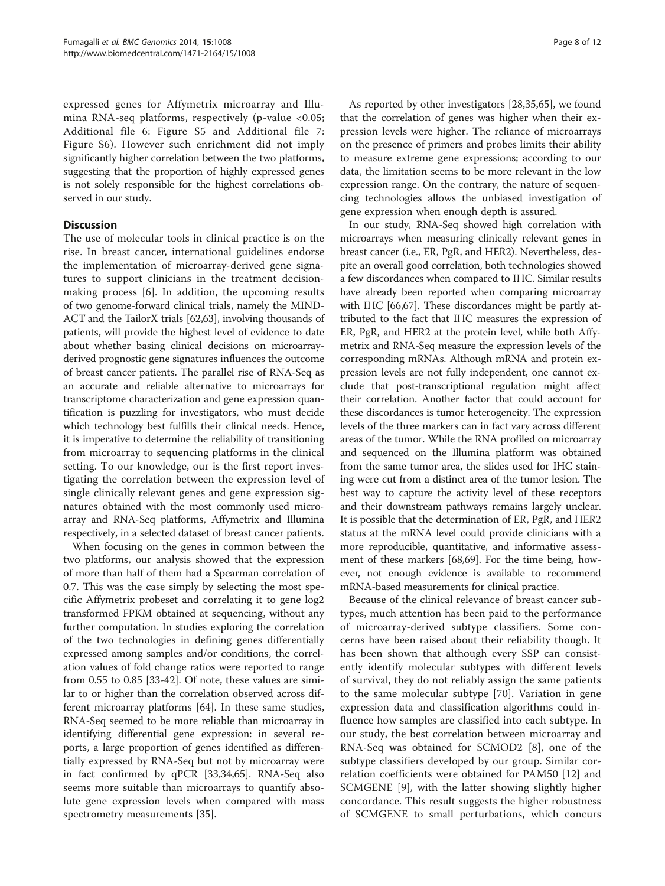expressed genes for Affymetrix microarray and Illumina RNA-seq platforms, respectively (p-value <0.05; Additional file 6: Figure S5 and Additional file 7: Figure S6). However such enrichment did not imply significantly higher correlation between the two platforms, suggesting that the proportion of highly expressed genes is not solely responsible for the highest correlations observed in our study.

## Discussion

The use of molecular tools in clinical practice is on the rise. In breast cancer, international guidelines endorse the implementation of microarray-derived gene signatures to support clinicians in the treatment decision-making process [6]. In addition, the upcoming results of two genome-forward clinical trials, namely the MINDACT and the TailorX trials [62,63], involving thousands of patients, will provide the highest level of evidence to date about whether basing clinical decisions on microarray-derived prognostic gene signatures influences the outcome of breast cancer patients. The parallel rise of RNA-Seq as an accurate and reliable alternative to microarrays for transcriptome characterization and gene expression quantification is puzzling for investigators, who must decide which technology best fulfills their clinical needs. Hence, it is imperative to determine the reliability of transitioning from microarray to sequencing platforms in the clinical setting. To our knowledge, our is the first report investigating the correlation between the expression level of single clinically relevant genes and gene expression signatures obtained with the most commonly used microarray and RNA-Seq platforms, Affymetrix and Illumina respectively, in a selected dataset of breast cancer patients.

When focusing on the genes in common between the two platforms, our analysis showed that the expression of more than half of them had a Spearman correlation of 0.7. This was the case simply by selecting the most specific Affymetrix probeset and correlating it to gene log2 transformed FPKM obtained at sequencing, without any further computation. In studies exploring the correlation of the two technologies in defining genes differentially expressed among samples and/or conditions, the correlation values of fold change ratios were reported to range from 0.55 to 0.85 [33-42]. Of note, these values are similar to or higher than the correlation observed across different microarray platforms [64]. In these same studies, RNA-Seq seemed to be more reliable than microarray in identifying differential gene expression: in several reports, a large proportion of genes identified as differentially expressed by RNA-Seq but not by microarray were in fact confirmed by qPCR [33,34,65]. RNA-Seq also seems more suitable than microarrays to quantify absolute gene expression levels when compared with mass spectrometry measurements [35].

As reported by other investigators [28,35,65], we found that the correlation of genes was higher when their expression levels were higher. The reliance of microarrays on the presence of primers and probes limits their ability to measure extreme gene expressions; according to our data, the limitation seems to be more relevant in the low expression range. On the contrary, the nature of sequencing technologies allows the unbiased investigation of gene expression when enough depth is assured.

In our study, RNA-Seq showed high correlation with microarrays when measuring clinically relevant genes in breast cancer (i.e., ER, PgR, and HER2). Nevertheless, despite an overall good correlation, both technologies showed a few discordances when compared to IHC. Similar results have already been reported when comparing microarray with IHC [66,67]. These discordances might be partly attributed to the fact that IHC measures the expression of ER, PgR, and HER2 at the protein level, while both Affymetrix and RNA-Seq measure the expression levels of the corresponding mRNAs. Although mRNA and protein expression levels are not fully independent, one cannot exclude that post-transcriptional regulation might affect their correlation. Another factor that could account for these discordances is tumor heterogeneity. The expression levels of the three markers can in fact vary across different areas of the tumor. While the RNA profiled on microarray and sequenced on the Illumina platform was obtained from the same tumor area, the slides used for IHC staining were cut from a distinct area of the tumor lesion. The best way to capture the activity level of these receptors and their downstream pathways remains largely unclear. It is possible that the determination of ER, PgR, and HER2 status at the mRNA level could provide clinicians with a more reproducible, quantitative, and informative assessment of these markers [68,69]. For the time being, however, not enough evidence is available to recommend mRNA-based measurements for clinical practice.

Because of the clinical relevance of breast cancer subtypes, much attention has been paid to the performance of microarray-derived subtype classifiers. Some concerns have been raised about their reliability though. It has been shown that although every SSP can consistently identify molecular subtypes with different levels of survival, they do not reliably assign the same patients to the same molecular subtype [70]. Variation in gene expression data and classification algorithms could influence how samples are classified into each subtype. In our study, the best correlation between microarray and RNA-Seq was obtained for SCMOD2 [8], one of the subtype classifiers developed by our group. Similar correlation coefficients were obtained for PAM50 [12] and SCMGENE [9], with the latter showing slightly higher concordance. This result suggests the higher robustness of SCMGENE to small perturbations, which concurs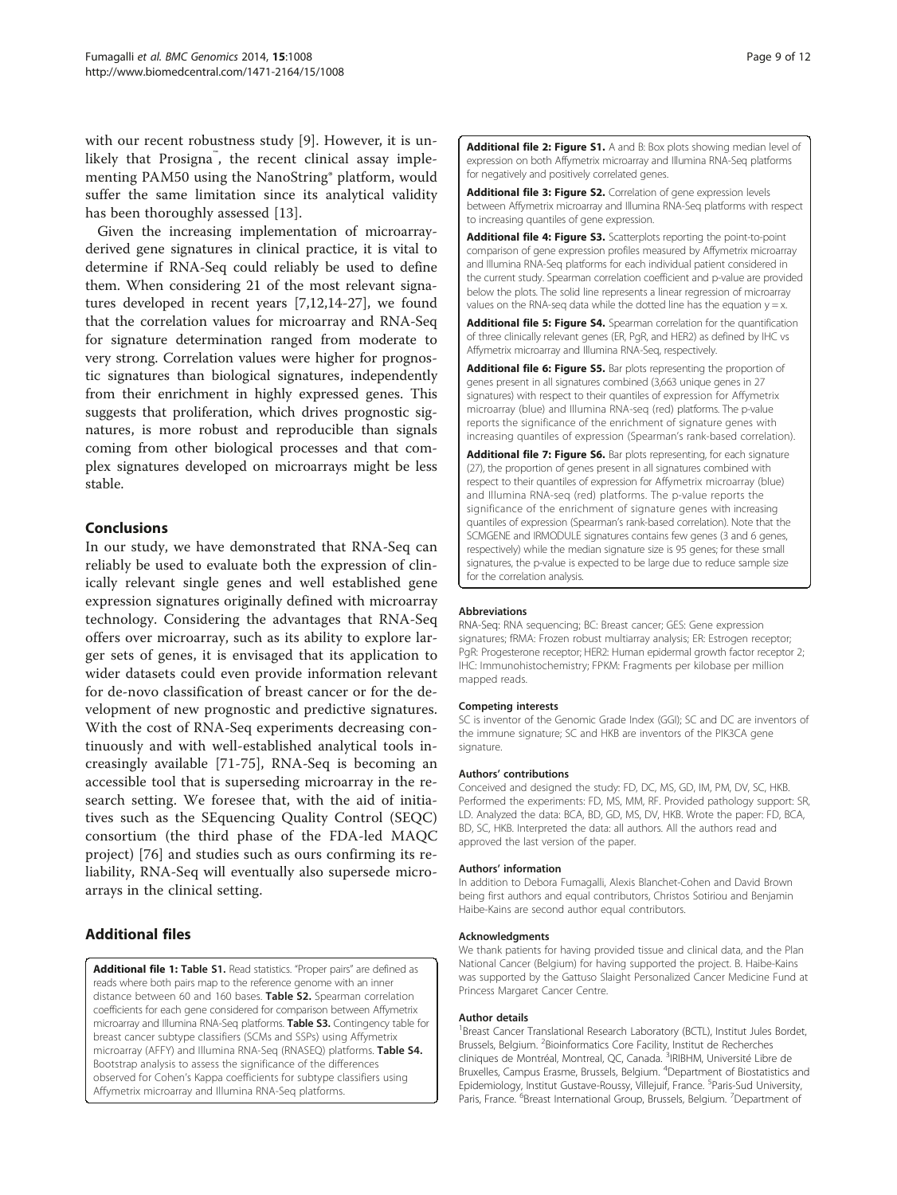with our recent robustness study [9]. However, it is unlikely that Prosigna™, the recent clinical assay implementing PAM50 using the NanoString® platform, would suffer the same limitation since its analytical validity has been thoroughly assessed [13].

Given the increasing implementation of microarray-derived gene signatures in clinical practice, it is vital to determine if RNA-Seq could reliably be used to define them. When considering 21 of the most relevant signatures developed in recent years [7,12,14-27], we found that the correlation values for microarray and RNA-Seq for signature determination ranged from moderate to very strong. Correlation values were higher for prognostic signatures than biological signatures, independently from their enrichment in highly expressed genes. This suggests that proliferation, which drives prognostic signatures, is more robust and reproducible than signals coming from other biological processes and that complex signatures developed on microarrays might be less stable.

## Conclusions

In our study, we have demonstrated that RNA-Seq can reliably be used to evaluate both the expression of clinically relevant single genes and well established gene expression signatures originally defined with microarray technology. Considering the advantages that RNA-Seq offers over microarray, such as its ability to explore larger sets of genes, it is envisaged that its application to wider datasets could even provide information relevant for de-novo classification of breast cancer or for the development of new prognostic and predictive signatures. With the cost of RNA-Seq experiments decreasing continuously and with well-established analytical tools increasingly available [71-75], RNA-Seq is becoming an accessible tool that is superseding microarray in the research setting. We foresee that, with the aid of initiatives such as the SEquencing Quality Control (SEQC) consortium (the third phase of the FDA-led MAQC project) [76] and studies such as ours confirming its reliability, RNA-Seq will eventually also supersede microarrays in the clinical setting.

## Additional files

**Additional file 1: Table S1.** Read statistics. "Proper pairs" are defined as reads where both pairs map to the reference genome with an inner distance between 60 and 160 bases. **Table S2.** Spearman correlation coefficients for each gene considered for comparison between Affymetrix microarray and Illumina RNA-Seq platforms. **Table S3.** Contingency table for breast cancer subtype classifiers (SCMs and SSPs) using Affymetrix microarray (AFFY) and Illumina RNA-Seq (RNASEQ) platforms. **Table S4.** Bootstrap analysis to assess the significance of the differences observed for Cohen's Kappa coefficients for subtype classifiers using Affymetrix microarray and Illumina RNA-Seq platforms.

**Additional file 2: Figure S1.** A and B: Box plots showing median level of expression on both Affymetrix microarray and Illumina RNA-Seq platforms for negatively and positively correlated genes.

**Additional file 3: Figure S2.** Correlation of gene expression levels between Affymetrix microarray and Illumina RNA-Seq platforms with respect to increasing quantiles of gene expression.

**Additional file 4: Figure S3.** Scatterplots reporting the point-to-point comparison of gene expression profiles measured by Affymetrix microarray and Illumina RNA-Seq platforms for each individual patient considered in the current study. Spearman correlation coefficient and p-value are provided below the plots. The solid line represents a linear regression of microarray values on the RNA-seq data while the dotted line has the equation $y = x$.

**Additional file 5: Figure S4.** Spearman correlation for the quantification of three clinically relevant genes (ER, PgR, and HER2) as defined by IHC vs Affymetrix microarray and Illumina RNA-Seq, respectively.

**Additional file 6: Figure S5.** Bar plots representing the proportion of genes present in all signatures combined (3,663 unique genes in 27 signatures) with respect to their quantiles of expression for Affymetrix microarray (blue) and Illumina RNA-seq (red) platforms. The p-value reports the significance of the enrichment of signature genes with increasing quantiles of expression (Spearman's rank-based correlation).

**Additional file 7: Figure S6.** Bar plots representing, for each signature (27), the proportion of genes present in all signatures combined with respect to their quantiles of expression for Affymetrix microarray (blue) and Illumina RNA-seq (red) platforms. The p-value reports the significance of the enrichment of signature genes with increasing quantiles of expression (Spearman's rank-based correlation). Note that the SCMGENE and IRMODULE signatures contains few genes (3 and 6 genes, respectively) while the median signature size is 95 genes; for these small signatures, the p-value is expected to be large due to reduce sample size for the correlation analysis.

#### Abbreviations

RNA-Seq: RNA sequencing; BC: Breast cancer; GES: Gene expression signatures; fRMA: Frozen robust multiarray analysis; ER: Estrogen receptor; PgR: Progesterone receptor; HER2: Human epidermal growth factor receptor 2; IHC: Immunohistochemistry; FPKM: Fragments per kilobase per million mapped reads.

#### Competing interests

SC is inventor of the Genomic Grade Index (GGI); SC and DC are inventors of the immune signature; SC and HKB are inventors of the PIK3CA gene signature.

#### Authors' contributions

Conceived and designed the study: FD, DC, MS, GD, IM, PM, DV, SC, HKB. Performed the experiments: FD, MS, MM, RF. Provided pathology support: SR, LD. Analyzed the data: BCA, BD, GD, MS, DV, HKB. Wrote the paper: FD, BCA, BD, SC, HKB. Interpreted the data: all authors. All the authors read and approved the last version of the paper.

#### Authors' information

In addition to Debora Fumagalli, Alexis Blanchet-Cohen and David Brown being first authors and equal contributors, Christos Sotiriou and Benjamin Haibe-Kains are second author equal contributors.

#### Acknowledgments

We thank patients for having provided tissue and clinical data, and the Plan National Cancer (Belgium) for having supported the project. B. Haibe-Kains was supported by the Gattuso Slaight Personalized Cancer Medicine Fund at Princess Margaret Cancer Centre.

#### Author details

[1]Breast Cancer Translational Research Laboratory (BCTL), Institut Jules Bordet, Brussels, Belgium. [2]Bioinformatics Core Facility, Institut de Recherches cliniques de Montréal, Montreal, QC, Canada. [3]IRIBHM, Université Libre de Bruxelles, Campus Erasme, Brussels, Belgium. [4]Department of Biostatistics and Epidemiology, Institut Gustave-Roussy, Villejuif, France. [5]Paris-Sud University, Paris, France. [6]Breast International Group, Brussels, Belgium. [7]Department of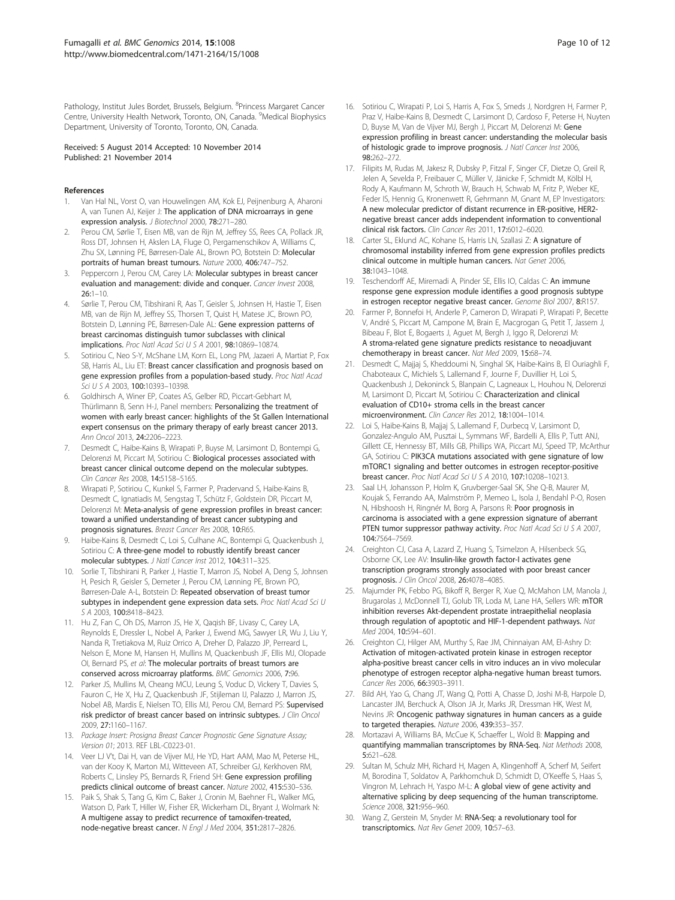Pathology, Institut Jules Bordet, Brussels, Belgium. [8]Princess Margaret Cancer Centre, University Health Network, Toronto, ON, Canada. [9]Medical Biophysics Department, University of Toronto, Toronto, ON, Canada.

Received: 5 August 2014 Accepted: 10 November 2014
Published: 21 November 2014

## References

1. Van Hal NL, Vorst O, van Houwelingen AM, Kok EJ, Peijnenburg A, Aharoni A, van Tunen AJ, Keijer J: **The application of DNA microarrays in gene expression analysis.** *J Biotechnol* 2000, **78:**271–280.
2. Perou CM, Sørlie T, Eisen MB, van de Rijn M, Jeffrey SS, Rees CA, Pollack JR, Ross DT, Johnsen H, Akslen LA, Fluge O, Pergamenschikov A, Williams C, Zhu SX, Lønning PE, Børresen-Dale AL, Brown PO, Botstein D: **Molecular portraits of human breast tumours.** *Nature* 2000, **406:**747–752.
3. Peppercorn J, Perou CM, Carey LA: **Molecular subtypes in breast cancer evaluation and management: divide and conquer.** *Cancer Invest* 2008, **26:**1–10.
4. Sørlie T, Perou CM, Tibshirani R, Aas T, Geisler S, Johnsen H, Hastie T, Eisen MB, van de Rijn M, Jeffrey SS, Thorsen T, Quist H, Matese JC, Brown PO, Botstein D, Lønning PE, Børresen-Dale AL: **Gene expression patterns of breast carcinomas distinguish tumor subclasses with clinical implications.** *Proc Natl Acad Sci U S A* 2001, **98:**10869–10874.
5. Sotiriou C, Neo S-Y, McShane LM, Korn EL, Long PM, Jazaeri A, Martiat P, Fox SB, Harris AL, Liu ET: **Breast cancer classification and prognosis based on gene expression profiles from a population-based study.** *Proc Natl Acad Sci U S A* 2003, **100:**10393–10398.
6. Goldhirsch A, Winer EP, Coates AS, Gelber RD, Piccart-Gebhart M, Thürlimann B, Senn H-J, Panel members: **Personalizing the treatment of women with early breast cancer: highlights of the St Gallen International expert consensus on the primary therapy of early breast cancer 2013.** *Ann Oncol* 2013, **24:**2206–2223.
7. Desmedt C, Haibe-Kains B, Wirapati P, Buyse M, Larsimont D, Bontempi G, Delorenzi M, Piccart M, Sotiriou C: **Biological processes associated with breast cancer clinical outcome depend on the molecular subtypes.** *Clin Cancer Res* 2008, **14:**5158–5165.
8. Wirapati P, Sotiriou C, Kunkel S, Farmer P, Pradervand S, Haibe-Kains B, Desmedt C, Ignatiadis M, Sengstag T, Schütz F, Goldstein DR, Piccart M, Delorenzi M: **Meta-analysis of gene expression profiles in breast cancer: toward a unified understanding of breast cancer subtyping and prognosis signatures.** *Breast Cancer Res* 2008, **10:**R65.
9. Haibe-Kains B, Desmedt C, Loi S, Culhane AC, Bontempi G, Quackenbush J, Sotiriou C: **A three-gene model to robustly identify breast cancer molecular subtypes.** *J Natl Cancer Inst* 2012, **104:**311–325.
10. Sorlie T, Tibshirani R, Parker J, Hastie T, Marron JS, Nobel A, Deng S, Johnsen H, Pesich R, Geisler S, Demeter J, Perou CM, Lønning PE, Brown PO, Børresen-Dale A-L, Botstein D: **Repeated observation of breast tumor subtypes in independent gene expression data sets.** *Proc Natl Acad Sci U S A* 2003, **100:**8418–8423.
11. Hu Z, Fan C, Oh DS, Marron JS, He X, Qaqish BF, Livasy C, Carey LA, Reynolds E, Dressler L, Nobel A, Parker J, Ewend MG, Sawyer LR, Wu J, Liu Y, Nanda R, Tretiakova M, Ruiz Orrico A, Dreher D, Palazzo JP, Perreard L, Nelson E, Mone M, Hansen H, Mullins M, Quackenbush JF, Ellis MJ, Olopade OI, Bernard PS, *et al*: **The molecular portraits of breast tumors are conserved across microarray platforms.** *BMC Genomics* 2006, **7:**96.
12. Parker JS, Mullins M, Cheang MCU, Leung S, Voduc D, Vickery T, Davies S, Fauron C, He X, Hu Z, Quackenbush JF, Stijleman IJ, Palazzo J, Marron JS, Nobel AB, Mardis E, Nielsen TO, Ellis MJ, Perou CM, Bernard PS: **Supervised risk predictor of breast cancer based on intrinsic subtypes.** *J Clin Oncol* 2009, **27:**1160–1167.
13. *Package Insert: Prosigna Breast Cancer Prognostic Gene Signature Assay; Version 01*; 2013. REF LBL-C0223-01.
14. Veer LJ V't, Dai H, van de Vijver MJ, He YD, Hart AAM, Mao M, Peterse HL, van der Kooy K, Marton MJ, Witteveen AT, Schreiber GJ, Kerkhoven RM, Roberts C, Linsley PS, Bernards R, Friend SH: **Gene expression profiling predicts clinical outcome of breast cancer.** *Nature* 2002, **415:**530–536.
15. Paik S, Shak S, Tang G, Kim C, Baker J, Cronin M, Baehner FL, Walker MG, Watson D, Park T, Hiller W, Fisher ER, Wickerham DL, Bryant J, Wolmark N: **A multigene assay to predict recurrence of tamoxifen-treated, node-negative breast cancer.** *N Engl J Med* 2004, **351:**2817–2826.
16. Sotiriou C, Wirapati P, Loi S, Harris A, Fox S, Smeds J, Nordgren H, Farmer P, Praz V, Haibe-Kains B, Desmedt C, Larsimont D, Cardoso F, Peterse H, Nuyten D, Buyse M, Van de Vijver MJ, Bergh J, Piccart M, Delorenzi M: **Gene expression profiling in breast cancer: understanding the molecular basis of histologic grade to improve prognosis.** *J Natl Cancer Inst* 2006, **98:**262–272.
17. Filipits M, Rudas M, Jakesz R, Dubsky P, Fitzal F, Singer CF, Dietze O, Greil R, Jelen A, Sevelda P, Freibauer C, Müller V, Jänicke F, Schmidt M, Kölbl H, Rody A, Kaufmann M, Schroth W, Brauch H, Schwab M, Fritz P, Weber KE, Feder IS, Hennig G, Kronenwett R, Gehrmann M, Gnant M, EP Investigators: **A new molecular predictor of distant recurrence in ER-positive, HER2-negative breast cancer adds independent information to conventional clinical risk factors.** *Clin Cancer Res* 2011, **17:**6012–6020.
18. Carter SL, Eklund AC, Kohane IS, Harris LN, Szallasi Z: **A signature of chromosomal instability inferred from gene expression profiles predicts clinical outcome in multiple human cancers.** *Nat Genet* 2006, **38:**1043–1048.
19. Teschendorff AE, Miremadi A, Pinder SE, Ellis IO, Caldas C: **An immune response gene expression module identifies a good prognosis subtype in estrogen receptor negative breast cancer.** *Genome Biol* 2007, **8:**R157.
20. Farmer P, Bonnefoi H, Anderle P, Cameron D, Wirapati P, Wirapati P, Becette V, André S, Piccart M, Campone M, Brain E, Macgrogan G, Petit T, Jassem J, Bibeau F, Blot E, Bogaerts J, Aguet M, Bergh J, Iggo R, Delorenzi M: **A stroma-related gene signature predicts resistance to neoadjuvant chemotherapy in breast cancer.** *Nat Med* 2009, **15:**68–74.
21. Desmedt C, Majjaj S, Kheddoumi N, Singhal SK, Haibe-Kains B, El Ouriaghli F, Chaboteaux C, Michiels S, Lallemand F, Journe F, Duvillier H, Loi S, Quackenbush J, Dekoninck S, Blanpain C, Lagneaux L, Houhou N, Delorenzi M, Larsimont D, Piccart M, Sotiriou C: **Characterization and clinical evaluation of CD10+ stroma cells in the breast cancer microenvironment.** *Clin Cancer Res* 2012, **18:**1004–1014.
22. Loi S, Haibe-Kains B, Majjaj S, Lallemand F, Durbecq V, Larsimont D, Gonzalez-Angulo AM, Pusztai L, Symmans WF, Bardelli A, Ellis P, Tutt ANJ, Gillett CE, Hennessy BT, Mills GB, Phillips WA, Piccart MJ, Speed TP, McArthur GA, Sotiriou C: **PIK3CA mutations associated with gene signature of low mTORC1 signaling and better outcomes in estrogen receptor-positive breast cancer.** *Proc Natl Acad Sci U S A* 2010, **107:**10208–10213.
23. Saal LH, Johansson P, Holm K, Gruvberger-Saal SK, She Q-B, Maurer M, Koujak S, Ferrando AA, Malmström P, Memeo L, Isola J, Bendahl P-O, Rosen N, Hibshoosh H, Ringnér M, Borg A, Parsons R: **Poor prognosis in carcinoma is associated with a gene expression signature of aberrant PTEN tumor suppressor pathway activity.** *Proc Natl Acad Sci U S A* 2007, **104:**7564–7569.
24. Creighton CJ, Casa A, Lazard Z, Huang S, Tsimelzon A, Hilsenbeck SG, Osborne CK, Lee AV: **Insulin-like growth factor-I activates gene transcription programs strongly associated with poor breast cancer prognosis.** *J Clin Oncol* 2008, **26:**4078–4085.
25. Majumder PK, Febbo PG, Bikoff R, Berger R, Xue Q, McMahon LM, Manola J, Brugarolas J, McDonnell TJ, Golub TR, Loda M, Lane HA, Sellers WR: **mTOR inhibition reverses Akt-dependent prostate intraepithelial neoplasia through regulation of apoptotic and HIF-1-dependent pathways.** *Nat Med* 2004, **10:**594–601.
26. Creighton CJ, Hilger AM, Murthy S, Rae JM, Chinnaiyan AM, El-Ashry D: **Activation of mitogen-activated protein kinase in estrogen receptor alpha-positive breast cancer cells in vitro induces an in vivo molecular phenotype of estrogen receptor alpha-negative human breast tumors.** *Cancer Res* 2006, **66:**3903–3911.
27. Bild AH, Yao G, Chang JT, Wang Q, Potti A, Chasse D, Joshi M-B, Harpole D, Lancaster JM, Berchuck A, Olson JA Jr, Marks JR, Dressman HK, West M, Nevins JR: **Oncogenic pathway signatures in human cancers as a guide to targeted therapies.** *Nature* 2006, **439:**353–357.
28. Mortazavi A, Williams BA, McCue K, Schaeffer L, Wold B: **Mapping and quantifying mammalian transcriptomes by RNA-Seq.** *Nat Methods* 2008, **5:**621–628.
29. Sultan M, Schulz MH, Richard H, Magen A, Klingenhoff A, Scherf M, Seifert M, Borodina T, Soldatov A, Parkhomchuk D, Schmidt D, O'Keeffe S, Haas S, Vingron M, Lehrach H, Yaspo M-L: **A global view of gene activity and alternative splicing by deep sequencing of the human transcriptome.** *Science* 2008, **321:**956–960.
30. Wang Z, Gerstein M, Snyder M: **RNA-Seq: a revolutionary tool for transcriptomics.** *Nat Rev Genet* 2009, **10:**57–63.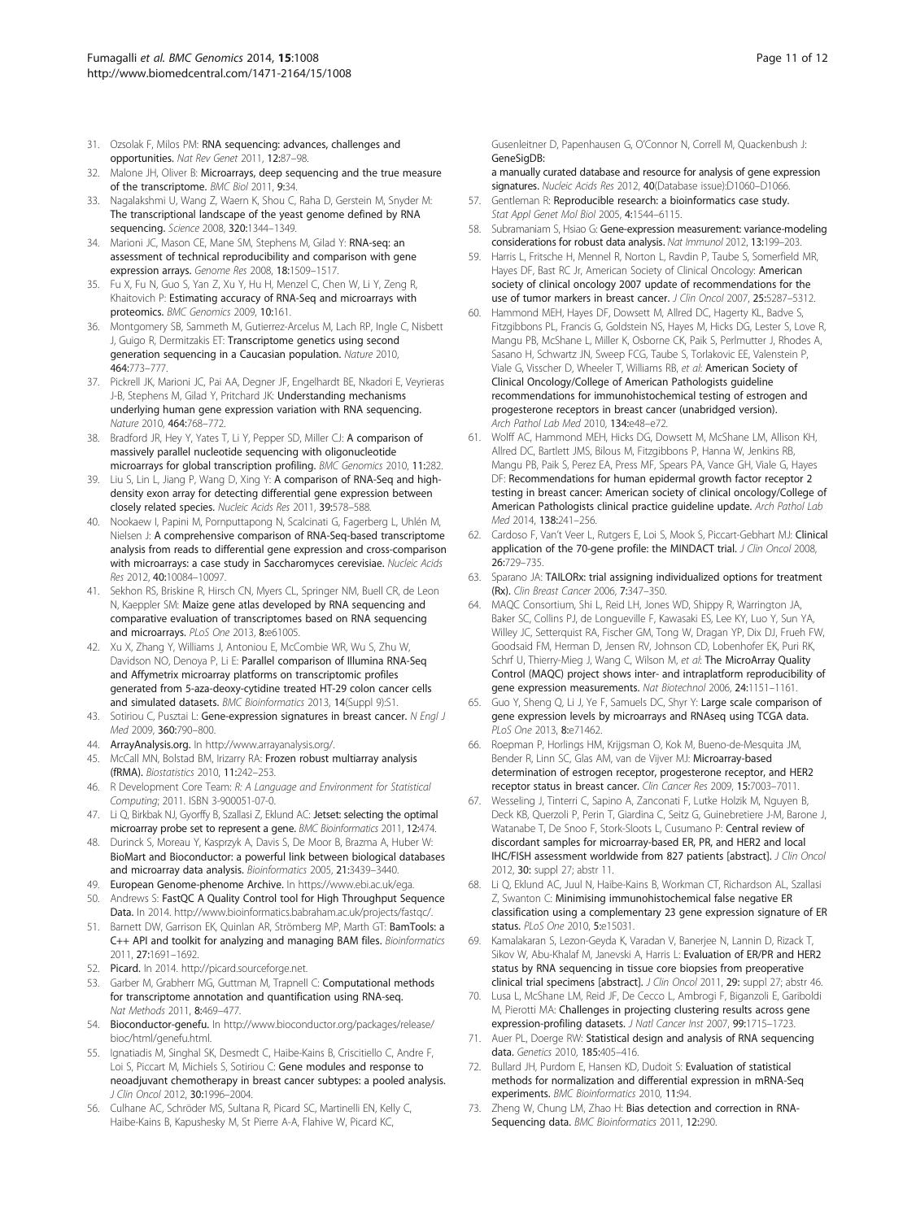31. Ozsolak F, Milos PM: **RNA sequencing: advances, challenges and opportunities.** *Nat Rev Genet* 2011, **12:**87–98.
32. Malone JH, Oliver B: **Microarrays, deep sequencing and the true measure of the transcriptome.** *BMC Biol* 2011, **9:**34.
33. Nagalakshmi U, Wang Z, Waern K, Shou C, Raha D, Gerstein M, Snyder M: **The transcriptional landscape of the yeast genome defined by RNA sequencing.** *Science* 2008, **320:**1344–1349.
34. Marioni JC, Mason CE, Mane SM, Stephens M, Gilad Y: **RNA-seq: an assessment of technical reproducibility and comparison with gene expression arrays.** *Genome Res* 2008, **18:**1509–1517.
35. Fu X, Fu N, Guo S, Yan Z, Xu Y, Hu H, Menzel C, Chen W, Li Y, Zeng R, Khaitovich P: **Estimating accuracy of RNA-Seq and microarrays with proteomics.** *BMC Genomics* 2009, **10:**161.
36. Montgomery SB, Sammeth M, Gutierrez-Arcelus M, Lach RP, Ingle C, Nisbett J, Guigo R, Dermitzakis ET: **Transcriptome genetics using second generation sequencing in a Caucasian population.** *Nature* 2010, **464:**773–777.
37. Pickrell JK, Marioni JC, Pai AA, Degner JF, Engelhardt BE, Nkadori E, Veyrieras J-B, Stephens M, Gilad Y, Pritchard JK: **Understanding mechanisms underlying human gene expression variation with RNA sequencing.** *Nature* 2010, **464:**768–772.
38. Bradford JR, Hey Y, Yates T, Li Y, Pepper SD, Miller CJ: **A comparison of massively parallel nucleotide sequencing with oligonucleotide microarrays for global transcription profiling.** *BMC Genomics* 2010, **11:**282.
39. Liu S, Lin L, Jiang P, Wang D, Xing Y: **A comparison of RNA-Seq and high-density exon array for detecting differential gene expression between closely related species.** *Nucleic Acids Res* 2011, **39:**578–588.
40. Nookaew I, Papini M, Pornputtapong N, Scalcinati G, Fagerberg L, Uhlén M, Nielsen J: **A comprehensive comparison of RNA-Seq-based transcriptome analysis from reads to differential gene expression and cross-comparison with microarrays: a case study in Saccharomyces cerevisiae.** *Nucleic Acids Res* 2012, **40:**10084–10097.
41. Sekhon RS, Briskine R, Hirsch CN, Myers CL, Springer NM, Buell CR, de Leon N, Kaeppler SM: **Maize gene atlas developed by RNA sequencing and comparative evaluation of transcriptomes based on RNA sequencing and microarrays.** *PLoS One* 2013, **8:**e61005.
42. Xu X, Zhang Y, Williams J, Antoniou E, McCombie WR, Wu S, Zhu W, Davidson NO, Denoya P, Li E: **Parallel comparison of Illumina RNA-Seq and Affymetrix microarray platforms on transcriptomic profiles generated from 5-aza-deoxy-cytidine treated HT-29 colon cancer cells and simulated datasets.** *BMC Bioinformatics* 2013, **14**(Suppl 9):S1.
43. Sotiriou C, Pusztai L: **Gene-expression signatures in breast cancer.** *N Engl J Med* 2009, **360:**790–800.
44. **ArrayAnalysis.org.** In http://www.arrayanalysis.org/.
45. McCall MN, Bolstad BM, Irizarry RA: **Frozen robust multiarray analysis (fRMA).** *Biostatistics* 2010, **11:**242–253.
46. R Development Core Team: *R: A Language and Environment for Statistical Computing*; 2011. ISBN 3-900051-07-0.
47. Li Q, Birkbak NJ, Gyorffy B, Szallasi Z, Eklund AC: **Jetset: selecting the optimal microarray probe set to represent a gene.** *BMC Bioinformatics* 2011, **12:**474.
48. Durinck S, Moreau Y, Kasprzyk A, Davis S, De Moor B, Brazma A, Huber W: **BioMart and Bioconductor: a powerful link between biological databases and microarray data analysis.** *Bioinformatics* 2005, **21:**3439–3440.
49. **European Genome-phenome Archive.** In https://www.ebi.ac.uk/ega.
50. Andrews S: **FastQC A Quality Control tool for High Throughput Sequence Data.** In 2014. http://www.bioinformatics.babraham.ac.uk/projects/fastqc/.
51. Barnett DW, Garrison EK, Quinlan AR, Strömberg MP, Marth GT: **BamTools: a C++ API and toolkit for analyzing and managing BAM files.** *Bioinformatics* 2011, **27:**1691–1692.
52. **Picard.** In 2014. http://picard.sourceforge.net.
53. Garber M, Grabherr MG, Guttman M, Trapnell C: **Computational methods for transcriptome annotation and quantification using RNA-seq.** *Nat Methods* 2011, **8:**469–477.
54. **Bioconductor-genefu.** In http://www.bioconductor.org/packages/release/bioc/html/genefu.html.
55. Ignatiadis M, Singhal SK, Desmedt C, Haibe-Kains B, Criscitiello C, Andre F, Loi S, Piccart M, Michiels S, Sotiriou C: **Gene modules and response to neoadjuvant chemotherapy in breast cancer subtypes: a pooled analysis.** *J Clin Oncol* 2012, **30:**1996–2004.
56. Culhane AC, Schröder MS, Sultana R, Picard SC, Martinelli EN, Kelly C, Haibe-Kains B, Kapushesky M, St Pierre A-A, Flahive W, Picard KC, Gusenleitner D, Papenhausen G, O'Connor N, Correll M, Quackenbush J: **GeneSigDB: a manually curated database and resource for analysis of gene expression signatures.** *Nucleic Acids Res* 2012, **40**(Database issue):D1060–D1066.
57. Gentleman R: **Reproducible research: a bioinformatics case study.** *Stat Appl Genet Mol Biol* 2005, **4:**1544–6115.
58. Subramaniam S, Hsiao G: **Gene-expression measurement: variance-modeling considerations for robust data analysis.** *Nat Immunol* 2012, **13:**199–203.
59. Harris L, Fritsche H, Mennel R, Norton L, Ravdin P, Taube S, Somerfield MR, Hayes DF, Bast RC Jr, American Society of Clinical Oncology: **American society of clinical oncology 2007 update of recommendations for the use of tumor markers in breast cancer.** *J Clin Oncol* 2007, **25:**5287–5312.
60. Hammond MEH, Hayes DF, Dowsett M, Allred DC, Hagerty KL, Badve S, Fitzgibbons PL, Francis G, Goldstein NS, Hayes M, Hicks DG, Lester S, Love R, Mangu PB, McShane L, Miller K, Osborne CK, Paik S, Perlmutter J, Rhodes A, Sasano H, Schwartz JN, Sweep FCG, Taube S, Torlakovic EE, Valenstein P, Viale G, Visscher D, Wheeler T, Williams RB, *et al*: **American Society of Clinical Oncology/College of American Pathologists guideline recommendations for immunohistochemical testing of estrogen and progesterone receptors in breast cancer (unabridged version).** *Arch Pathol Lab Med* 2010, **134:**e48–e72.
61. Wolff AC, Hammond MEH, Hicks DG, Dowsett M, McShane LM, Allison KH, Allred DC, Bartlett JMS, Bilous M, Fitzgibbons P, Hanna W, Jenkins RB, Mangu PB, Paik S, Perez EA, Press MF, Spears PA, Vance GH, Viale G, Hayes DF: **Recommendations for human epidermal growth factor receptor 2 testing in breast cancer: American society of clinical oncology/College of American Pathologists clinical practice guideline update.** *Arch Pathol Lab Med* 2014, **138:**241–256.
62. Cardoso F, Van't Veer L, Rutgers E, Loi S, Mook S, Piccart-Gebhart MJ: **Clinical application of the 70-gene profile: the MINDACT trial.** *J Clin Oncol* 2008, **26:**729–735.
63. Sparano JA: **TAILORx: trial assigning individualized options for treatment (Rx).** *Clin Breast Cancer* 2006, **7:**347–350.
64. MAQC Consortium, Shi L, Reid LH, Jones WD, Shippy R, Warrington JA, Baker SC, Collins PJ, de Longueville F, Kawasaki ES, Lee KY, Luo Y, Sun YA, Willey JC, Setterquist RA, Fischer GM, Tong W, Dragan YP, Dix DJ, Frueh FW, Goodsaid FM, Herman D, Jensen RV, Johnson CD, Lobenhofer EK, Puri RK, Schrf U, Thierry-Mieg J, Wang C, Wilson M, *et al*: **The MicroArray Quality Control (MAQC) project shows inter- and intraplatform reproducibility of gene expression measurements.** *Nat Biotechnol* 2006, **24:**1151–1161.
65. Guo Y, Sheng Q, Li J, Ye F, Samuels DC, Shyr Y: **Large scale comparison of gene expression levels by microarrays and RNAseq using TCGA data.** *PLoS One* 2013, **8:**e71462.
66. Roepman P, Horlings HM, Krijgsman O, Kok M, Bueno-de-Mesquita JM, Bender R, Linn SC, Glas AM, van de Vijver MJ: **Microarray-based determination of estrogen receptor, progesterone receptor, and HER2 receptor status in breast cancer.** *Clin Cancer Res* 2009, **15:**7003–7011.
67. Wesseling J, Tinterri C, Sapino A, Zanconati F, Lutke Holzik M, Nguyen B, Deck KB, Querzoli P, Perin T, Giardina C, Seitz G, Guinebretiere J-M, Barone J, Watanabe T, De Snoo F, Stork-Sloots L, Cusumano P: **Central review of discordant samples for microarray-based ER, PR, and HER2 and local IHC/FISH assessment worldwide from 827 patients [abstract].** *J Clin Oncol* 2012, **30:** suppl 27; abstr 11.
68. Li Q, Eklund AC, Juul N, Haibe-Kains B, Workman CT, Richardson AL, Szallasi Z, Swanton C: **Minimising immunohistochemical false negative ER classification using a complementary 23 gene expression signature of ER status.** *PLoS One* 2010, **5:**e15031.
69. Kamalakaran S, Lezon-Geyda K, Varadan V, Banerjee N, Lannin D, Rizack T, Sikov W, Abu-Khalaf M, Janevski A, Harris L: **Evaluation of ER/PR and HER2 status by RNA sequencing in tissue core biopsies from preoperative clinical trial specimens [abstract].** *J Clin Oncol* 2011, **29:** suppl 27; abstr 46.
70. Lusa L, McShane LM, Reid JF, De Cecco L, Ambrogi F, Biganzoli E, Gariboldi M, Pierotti MA: **Challenges in projecting clustering results across gene expression-profiling datasets.** *J Natl Cancer Inst* 2007, **99:**1715–1723.
71. Auer PL, Doerge RW: **Statistical design and analysis of RNA sequencing data.** *Genetics* 2010, **185:**405–416.
72. Bullard JH, Purdom E, Hansen KD, Dudoit S: **Evaluation of statistical methods for normalization and differential expression in mRNA-Seq experiments.** *BMC Bioinformatics* 2010, **11:**94.
73. Zheng W, Chung LM, Zhao H: **Bias detection and correction in RNA-Sequencing data.** *BMC Bioinformatics* 2011, **12:**290.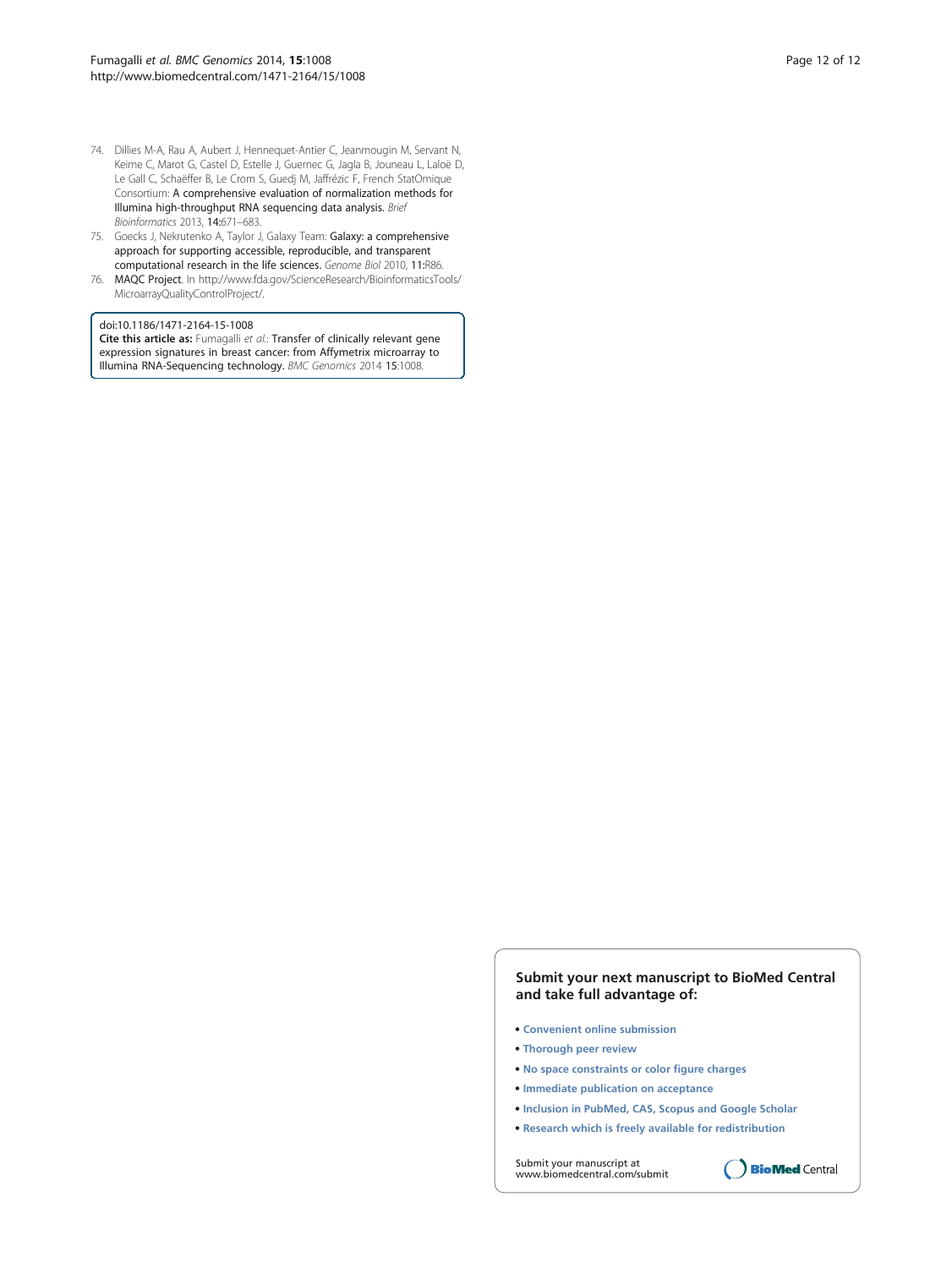74. Dillies M-A, Rau A, Aubert J, Hennequet-Antier C, Jeanmougin M, Servant N, Keime C, Marot G, Castel D, Estelle J, Guernec G, Jagla B, Jouneau L, Laloë D, Le Gall C, Schaëffer B, Le Crom S, Guedj M, Jaffrézic F, French StatOmique Consortium: **A comprehensive evaluation of normalization methods for Illumina high-throughput RNA sequencing data analysis.** *Brief Bioinformatics* 2013, **14**:671–683.
75. Goecks J, Nekrutenko A, Taylor J, Galaxy Team: **Galaxy: a comprehensive approach for supporting accessible, reproducible, and transparent computational research in the life sciences.** *Genome Biol* 2010, **11**:R86.
76. **MAQC Project**. In http://www.fda.gov/ScienceResearch/BioinformaticsTools/MicroarrayQualityControlProject/.

doi:10.1186/1471-2164-15-1008

**Cite this article as:** Fumagalli *et al.*: **Transfer of clinically relevant gene expression signatures in breast cancer: from Affymetrix microarray to Illumina RNA-Sequencing technology.** *BMC Genomics* 2014 **15**:1008.

**Submit your next manuscript to BioMed Central and take full advantage of:**

- **Convenient online submission**
- **Thorough peer review**
- **No space constraints or color figure charges**
- **Immediate publication on acceptance**
- **Inclusion in PubMed, CAS, Scopus and Google Scholar**
- **Research which is freely available for redistribution**

Submit your manuscript at www.biomedcentral.com/submit

BioMed Central